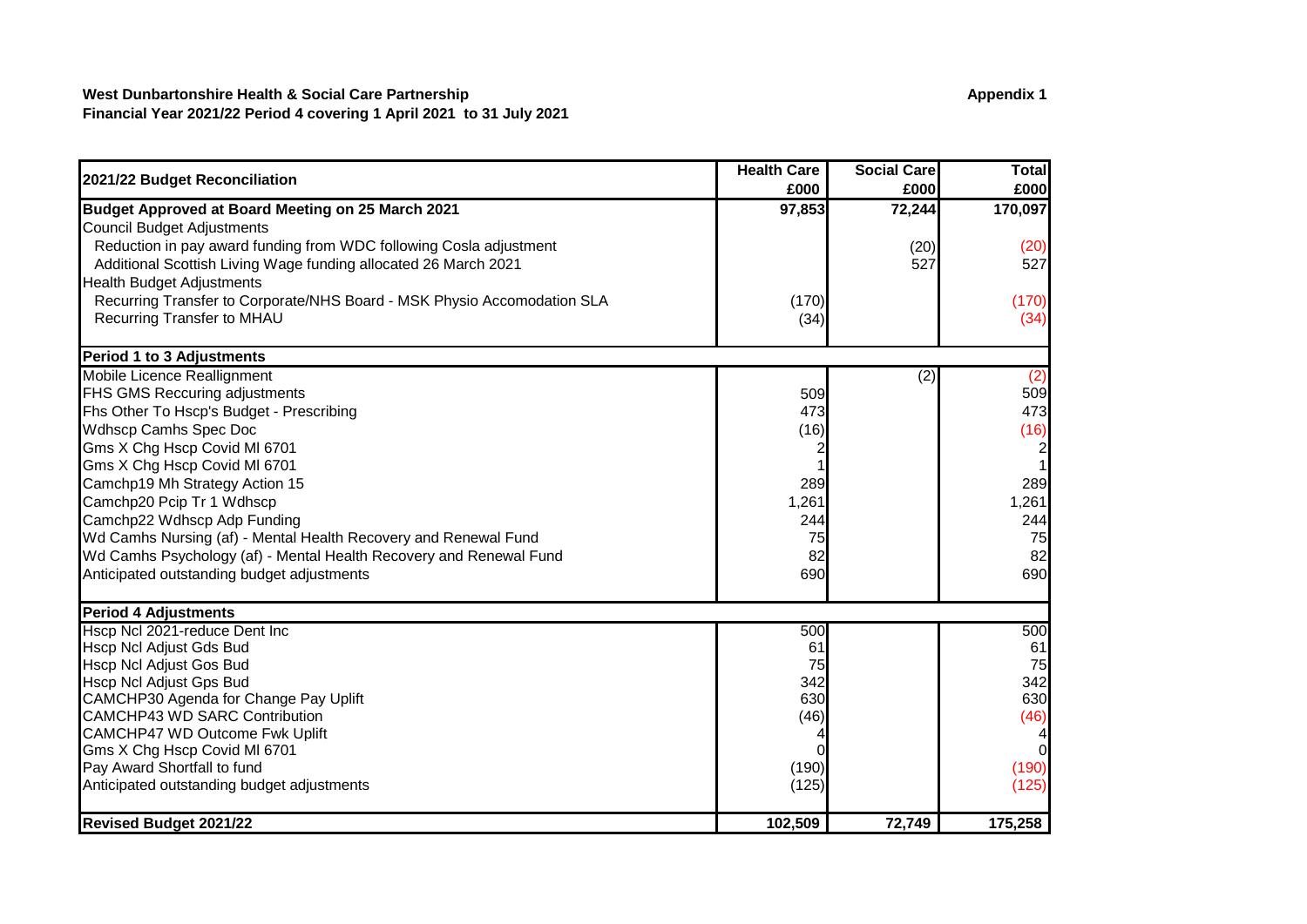**West Dunbartonshire Health & Social Care Partnership**

**Appendix 1**

**Financial Year 2021/22 Period 4 covering 1 April 2021 to 31 July 2021**

| 2021/22 Budget Reconciliation | Health Care £000 | Social Care £000 | Total £000 |
|---|---|---|---|
| **Budget Approved at Board Meeting on 25 March 2021** | **97,853** | **72,244** | **170,097** |
| Council Budget Adjustments | | | |
| Reduction in pay award funding from WDC following Cosla adjustment | | (20) | (20) |
| Additional Scottish Living Wage funding allocated 26 March 2021 | | 527 | 527 |
| Health Budget Adjustments | | | |
| Recurring Transfer to Corporate/NHS Board - MSK Physio Accomodation SLA | (170) | | (170) |
| Recurring Transfer to MHAU | (34) | | (34) |
| **Period 1 to 3 Adjustments** | | | |
| Mobile Licence Reallignment | | (2) | (2) |
| FHS GMS Reccuring adjustments | 509 | | 509 |
| Fhs Other To Hscp's Budget - Prescribing | 473 | | 473 |
| Wdhscp Camhs Spec Doc | (16) | | (16) |
| Gms X Chg Hscp Covid Ml 6701 | 2 | | 2 |
| Gms X Chg Hscp Covid Ml 6701 | 1 | | 1 |
| Camchp19 Mh Strategy Action 15 | 289 | | 289 |
| Camchp20 Pcip Tr 1 Wdhscp | 1,261 | | 1,261 |
| Camchp22 Wdhscp Adp Funding | 244 | | 244 |
| Wd Camhs Nursing (af) - Mental Health Recovery and Renewal Fund | 75 | | 75 |
| Wd Camhs Psychology (af) - Mental Health Recovery and Renewal Fund | 82 | | 82 |
| Anticipated outstanding budget adjustments | 690 | | 690 |
| **Period 4 Adjustments** | | | |
| Hscp Ncl 2021-reduce Dent Inc | 500 | | 500 |
| Hscp Ncl Adjust Gds Bud | 61 | | 61 |
| Hscp Ncl Adjust Gos Bud | 75 | | 75 |
| Hscp Ncl Adjust Gps Bud | 342 | | 342 |
| CAMCHP30 Agenda for Change Pay Uplift | 630 | | 630 |
| CAMCHP43 WD SARC Contribution | (46) | | (46) |
| CAMCHP47 WD Outcome Fwk Uplift | 4 | | 4 |
| Gms X Chg Hscp Covid Ml 6701 | 0 | | 0 |
| Pay Award Shortfall to fund | (190) | | (190) |
| Anticipated outstanding budget adjustments | (125) | | (125) |
| **Revised Budget 2021/22** | **102,509** | **72,749** | **175,258** |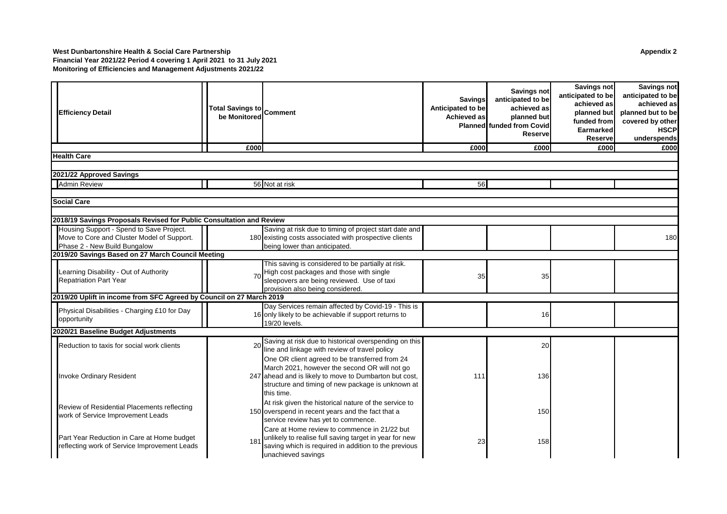**West Dunbartonshire Health & Social Care Partnership**
**Financial Year 2021/22 Period 4 covering 1 April 2021 to 31 July 2021**
**Monitoring of Efficiencies and Management Adjustments 2021/22**

**Appendix 2**

| Efficiency Detail | Total Savings to be Monitored | Comment | Savings Anticipated to be Achieved as Planned | Savings not anticipated to be achieved as planned but funded from Covid Reserve | Savings not anticipated to be achieved as planned but funded from Earmarked Reserve | Savings not anticipated to be achieved as planned but to be covered by other HSCP underspends |
|---|---|---|---|---|---|---|
| | £000 | | £000 | £000 | £000 | £000 |
| **Health Care** | | | | | | |
| **2021/22 Approved Savings** | | | | | | |
| Admin Review | 56 | Not at risk | 56 | | | |
| **Social Care** | | | | | | |
| **2018/19 Savings Proposals Revised for Public Consultation and Review** | | | | | | |
| Housing Support - Spend to Save Project. Move to Core and Cluster Model of Support. Phase 2 - New Build Bungalow | 180 | Saving at risk due to timing of project start date and existing costs associated with prospective clients being lower than anticipated. | | | | 180 |
| **2019/20 Savings Based on 27 March Council Meeting** | | | | | | |
| Learning Disability - Out of Authority Repatriation Part Year | 70 | This saving is considered to be partially at risk. High cost packages and those with single sleepovers are being reviewed. Use of taxi provision also being considered. | 35 | 35 | | |
| **2019/20 Uplift in income from SFC Agreed by Council on 27 March 2019** | | | | | | |
| Physical Disabilities - Charging £10 for Day opportunity | 16 | Day Services remain affected by Covid-19 - This is only likely to be achievable if support returns to 19/20 levels. | | 16 | | |
| **2020/21 Baseline Budget Adjustments** | | | | | | |
| Reduction to taxis for social work clients | 20 | Saving at risk due to historical overspending on this line and linkage with review of travel policy | | 20 | | |
| Invoke Ordinary Resident | 247 | One OR client agreed to be transferred from 24 March 2021, however the second OR will not go ahead and is likely to move to Dumbarton but cost, structure and timing of new package is unknown at this time. | 111 | 136 | | |
| Review of Residential Placements reflecting work of Service Improvement Leads | 150 | At risk given the historical nature of the service to overspend in recent years and the fact that a service review has yet to commence. | | 150 | | |
| Part Year Reduction in Care at Home budget reflecting work of Service Improvement Leads | 181 | Care at Home review to commence in 21/22 but unlikely to realise full saving target in year for new saving which is required in addition to the previous unachieved savings | 23 | 158 | | |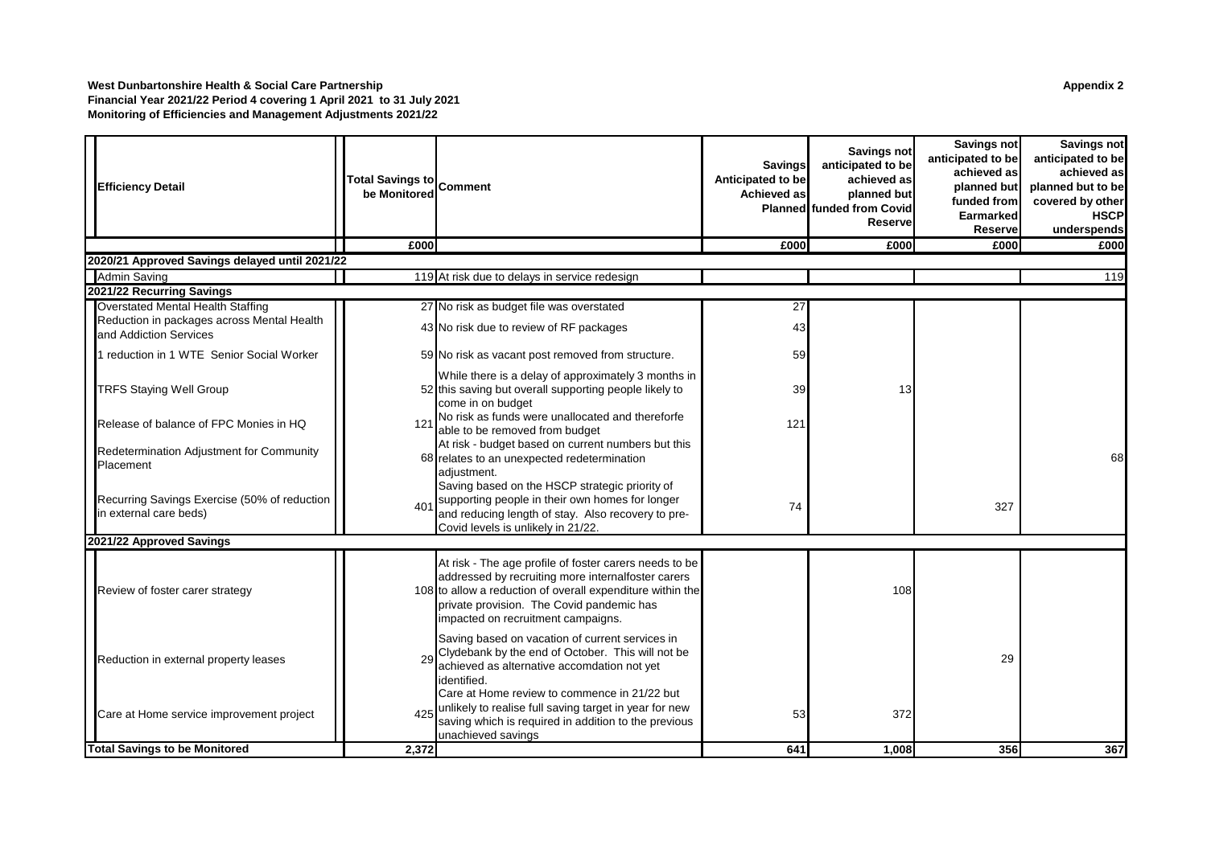**West Dunbartonshire Health & Social Care Partnership**
**Financial Year 2021/22 Period 4 covering 1 April 2021 to 31 July 2021**
**Monitoring of Efficiencies and Management Adjustments 2021/22**

**Appendix 2**

| Efficiency Detail | Total Savings to be Monitored | Comment | Savings Anticipated to be Achieved as Planned | Savings not anticipated to be achieved as planned but funded from Covid Reserve | Savings not anticipated to be achieved as planned but funded from Earmarked Reserve | Savings not anticipated to be achieved as planned but to be covered by other HSCP underspends |
|---|---|---|---|---|---|---|
| | £000 | | £000 | £000 | £000 | £000 |
| **2020/21 Approved Savings delayed until 2021/22** | | | | | | |
| Admin Saving | 119 | At risk due to delays in service redesign | | | | 119 |
| **2021/22 Recurring Savings** | | | | | | |
| Overstated Mental Health Staffing | 27 | No risk as budget file was overstated | 27 | | | |
| Reduction in packages across Mental Health and Addiction Services | 43 | No risk due to review of RF packages | 43 | | | |
| 1 reduction in 1 WTE Senior Social Worker | 59 | No risk as vacant post removed from structure. | 59 | | | |
| TRFS Staying Well Group | 52 | While there is a delay of approximately 3 months in this saving but overall supporting people likely to come in on budget | 39 | 13 | | |
| Release of balance of FPC Monies in HQ | 121 | No risk as funds were unallocated and thereforfe able to be removed from budget | 121 | | | |
| Redetermination Adjustment for Community Placement | 68 | At risk - budget based on current numbers but this relates to an unexpected redetermination adjustment. | | | | 68 |
| Recurring Savings Exercise (50% of reduction in external care beds) | 401 | Saving based on the HSCP strategic priority of supporting people in their own homes for longer and reducing length of stay. Also recovery to pre-Covid levels is unlikely in 21/22. | 74 | | 327 | |
| **2021/22 Approved Savings** | | | | | | |
| Review of foster carer strategy | 108 | At risk - The age profile of foster carers needs to be addressed by recruiting more internalfoster carers to allow a reduction of overall expenditure within the private provision. The Covid pandemic has impacted on recruitment campaigns. | | 108 | | |
| Reduction in external property leases | 29 | Saving based on vacation of current services in Clydebank by the end of October. This will not be achieved as alternative accomdation not yet identified. | | | 29 | |
| Care at Home service improvement project | 425 | Care at Home review to commence in 21/22 but unlikely to realise full saving target in year for new saving which is required in addition to the previous unachieved savings | 53 | 372 | | |
| **Total Savings to be Monitored** | **2,372** | | **641** | **1,008** | **356** | **367** |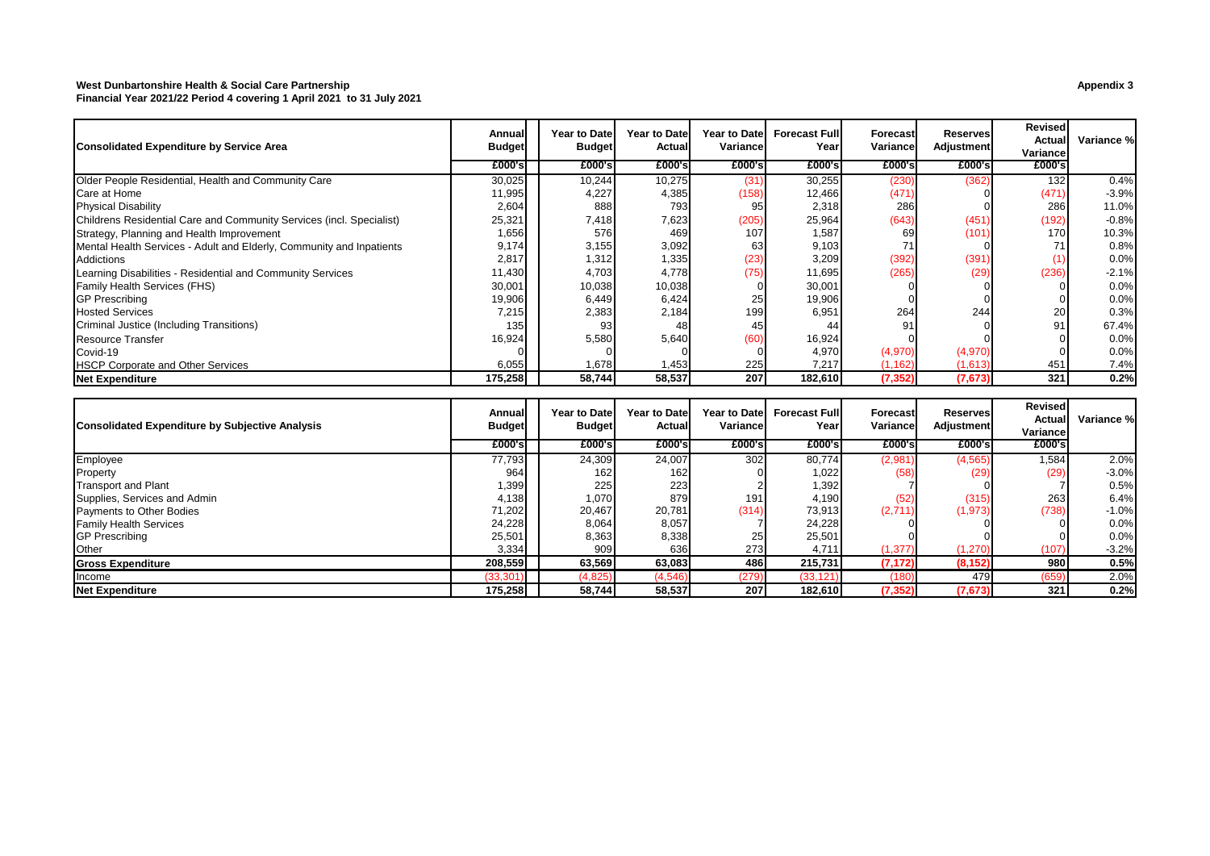**West Dunbartonshire Health & Social Care Partnership**
**Financial Year 2021/22 Period 4 covering 1 April 2021 to 31 July 2021**

**Appendix 3**

| Consolidated Expenditure by Service Area | Annual Budget | Year to Date Budget | Year to Date Actual | Year to Date Variance | Forecast Full Year | Forecast Variance | Reserves Adjustment | Revised Actual Variance | Variance % |
|---|---|---|---|---|---|---|---|---|---|
| | £000's | £000's | £000's | £000's | £000's | £000's | £000's | £000's | |
| Older People Residential, Health and Community Care | 30,025 | 10,244 | 10,275 | (31) | 30,255 | (230) | (362) | 132 | 0.4% |
| Care at Home | 11,995 | 4,227 | 4,385 | (158) | 12,466 | (471) | 0 | (471) | -3.9% |
| Physical Disability | 2,604 | 888 | 793 | 95 | 2,318 | 286 | 0 | 286 | 11.0% |
| Childrens Residential Care and Community Services (incl. Specialist) | 25,321 | 7,418 | 7,623 | (205) | 25,964 | (643) | (451) | (192) | -0.8% |
| Strategy, Planning and Health Improvement | 1,656 | 576 | 469 | 107 | 1,587 | 69 | (101) | 170 | 10.3% |
| Mental Health Services - Adult and Elderly, Community and Inpatients | 9,174 | 3,155 | 3,092 | 63 | 9,103 | 71 | 0 | 71 | 0.8% |
| Addictions | 2,817 | 1,312 | 1,335 | (23) | 3,209 | (392) | (391) | (1) | 0.0% |
| Learning Disabilities - Residential and Community Services | 11,430 | 4,703 | 4,778 | (75) | 11,695 | (265) | (29) | (236) | -2.1% |
| Family Health Services (FHS) | 30,001 | 10,038 | 10,038 | 0 | 30,001 | 0 | 0 | 0 | 0.0% |
| GP Prescribing | 19,906 | 6,449 | 6,424 | 25 | 19,906 | 0 | 0 | 0 | 0.0% |
| Hosted Services | 7,215 | 2,383 | 2,184 | 199 | 6,951 | 264 | 244 | 20 | 0.3% |
| Criminal Justice (Including Transitions) | 135 | 93 | 48 | 45 | 44 | 91 | 0 | 91 | 67.4% |
| Resource Transfer | 16,924 | 5,580 | 5,640 | (60) | 16,924 | 0 | 0 | 0 | 0.0% |
| Covid-19 | 0 | 0 | 0 | 0 | 4,970 | (4,970) | (4,970) | 0 | 0.0% |
| HSCP Corporate and Other Services | 6,055 | 1,678 | 1,453 | 225 | 7,217 | (1,162) | (1,613) | 451 | 7.4% |
| **Net Expenditure** | **175,258** | **58,744** | **58,537** | **207** | **182,610** | **(7,352)** | **(7,673)** | **321** | **0.2%** |

| Consolidated Expenditure by Subjective Analysis | Annual Budget | Year to Date Budget | Year to Date Actual | Year to Date Variance | Forecast Full Year | Forecast Variance | Reserves Adjustment | Revised Actual Variance | Variance % |
|---|---|---|---|---|---|---|---|---|---|
| | £000's | £000's | £000's | £000's | £000's | £000's | £000's | £000's | |
| Employee | 77,793 | 24,309 | 24,007 | 302 | 80,774 | (2,981) | (4,565) | 1,584 | 2.0% |
| Property | 964 | 162 | 162 | 0 | 1,022 | (58) | (29) | (29) | -3.0% |
| Transport and Plant | 1,399 | 225 | 223 | 2 | 1,392 | 7 | 0 | 7 | 0.5% |
| Supplies, Services and Admin | 4,138 | 1,070 | 879 | 191 | 4,190 | (52) | (315) | 263 | 6.4% |
| Payments to Other Bodies | 71,202 | 20,467 | 20,781 | (314) | 73,913 | (2,711) | (1,973) | (738) | -1.0% |
| Family Health Services | 24,228 | 8,064 | 8,057 | 7 | 24,228 | 0 | 0 | 0 | 0.0% |
| GP Prescribing | 25,501 | 8,363 | 8,338 | 25 | 25,501 | 0 | 0 | 0 | 0.0% |
| Other | 3,334 | 909 | 636 | 273 | 4,711 | (1,377) | (1,270) | (107) | -3.2% |
| **Gross Expenditure** | **208,559** | **63,569** | **63,083** | **486** | **215,731** | **(7,172)** | **(8,152)** | **980** | **0.5%** |
| Income | (33,301) | (4,825) | (4,546) | (279) | (33,121) | (180) | 479 | (659) | 2.0% |
| **Net Expenditure** | **175,258** | **58,744** | **58,537** | **207** | **182,610** | **(7,352)** | **(7,673)** | **321** | **0.2%** |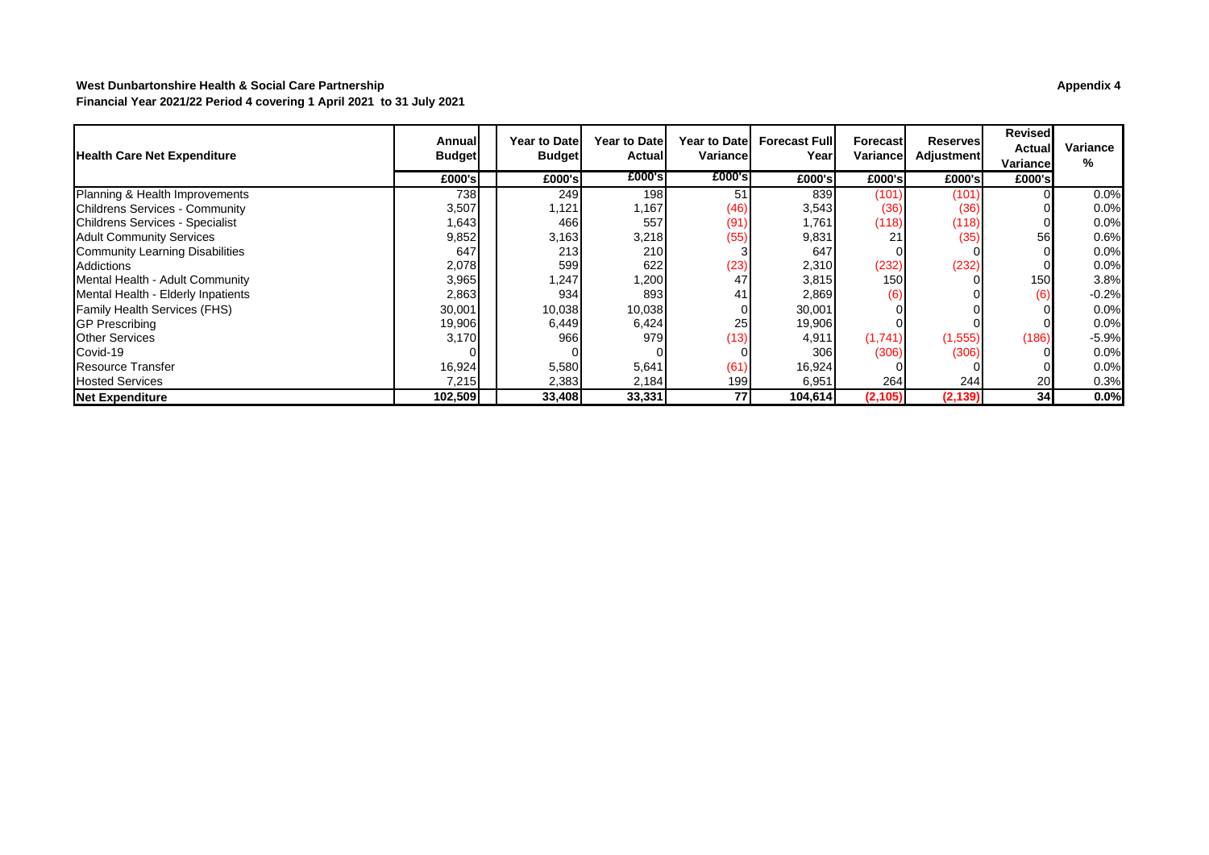**West Dunbartonshire Health & Social Care Partnership**

**Appendix 4**

**Financial Year 2021/22 Period 4 covering 1 April 2021 to 31 July 2021**

| Health Care Net Expenditure | Annual Budget | Year to Date Budget | Year to Date Actual | Year to Date Variance | Forecast Full Year | Forecast Variance | Reserves Adjustment | Revised Actual Variance | Variance % |
|---|---|---|---|---|---|---|---|---|---|
| | £000's | £000's | £000's | £000's | £000's | £000's | £000's | £000's | |
| Planning & Health Improvements | 738 | 249 | 198 | 51 | 839 | (101) | (101) | 0 | 0.0% |
| Childrens Services - Community | 3,507 | 1,121 | 1,167 | (46) | 3,543 | (36) | (36) | 0 | 0.0% |
| Childrens Services - Specialist | 1,643 | 466 | 557 | (91) | 1,761 | (118) | (118) | 0 | 0.0% |
| Adult Community Services | 9,852 | 3,163 | 3,218 | (55) | 9,831 | 21 | (35) | 56 | 0.6% |
| Community Learning Disabilities | 647 | 213 | 210 | 3 | 647 | 0 | 0 | 0 | 0.0% |
| Addictions | 2,078 | 599 | 622 | (23) | 2,310 | (232) | (232) | 0 | 0.0% |
| Mental Health - Adult Community | 3,965 | 1,247 | 1,200 | 47 | 3,815 | 150 | 0 | 150 | 3.8% |
| Mental Health - Elderly Inpatients | 2,863 | 934 | 893 | 41 | 2,869 | (6) | 0 | (6) | -0.2% |
| Family Health Services (FHS) | 30,001 | 10,038 | 10,038 | 0 | 30,001 | 0 | 0 | 0 | 0.0% |
| GP Prescribing | 19,906 | 6,449 | 6,424 | 25 | 19,906 | 0 | 0 | 0 | 0.0% |
| Other Services | 3,170 | 966 | 979 | (13) | 4,911 | (1,741) | (1,555) | (186) | -5.9% |
| Covid-19 | 0 | 0 | 0 | 0 | 306 | (306) | (306) | 0 | 0.0% |
| Resource Transfer | 16,924 | 5,580 | 5,641 | (61) | 16,924 | 0 | 0 | 0 | 0.0% |
| Hosted Services | 7,215 | 2,383 | 2,184 | 199 | 6,951 | 264 | 244 | 20 | 0.3% |
| **Net Expenditure** | **102,509** | **33,408** | **33,331** | **77** | **104,614** | **(2,105)** | **(2,139)** | **34** | **0.0%** |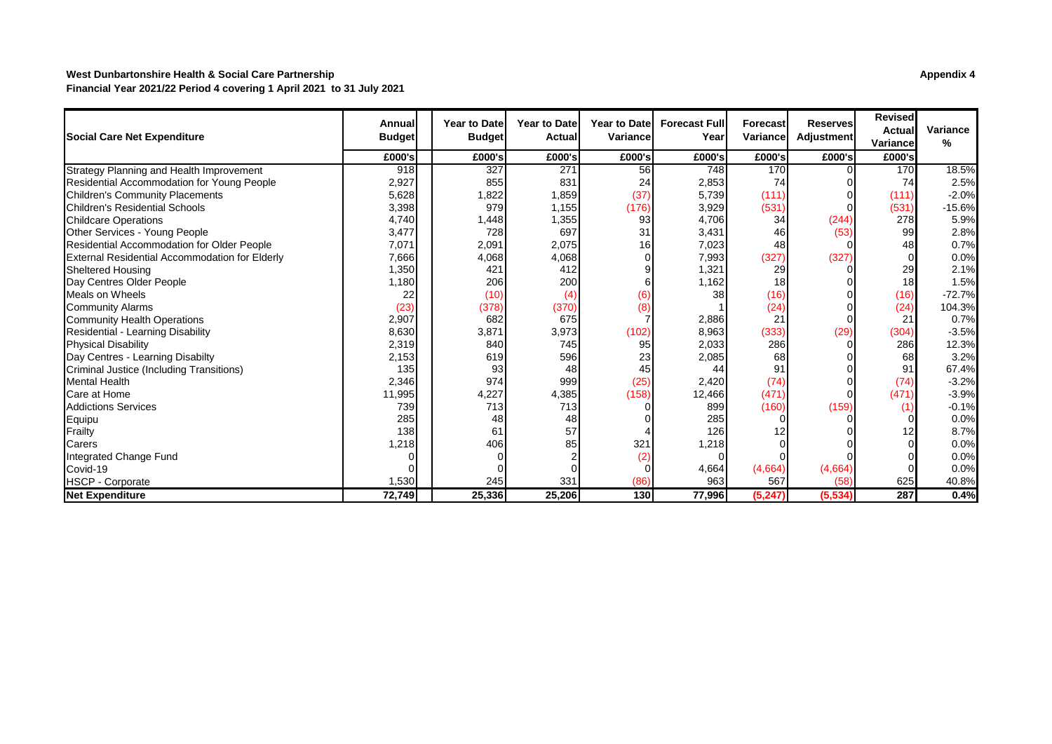**West Dunbartonshire Health & Social Care Partnership**

**Financial Year 2021/22 Period 4 covering 1 April 2021 to 31 July 2021**

**Appendix 4**

| Social Care Net Expenditure | Annual Budget | Year to Date Budget | Year to Date Actual | Year to Date Variance | Forecast Full Year | Forecast Variance | Reserves Adjustment | Revised Actual Variance | Variance % |
|---|---|---|---|---|---|---|---|---|---|
| | £000's | £000's | £000's | £000's | £000's | £000's | £000's | £000's | |
| Strategy Planning and Health Improvement | 918 | 327 | 271 | 56 | 748 | 170 | 0 | 170 | 18.5% |
| Residential Accommodation for Young People | 2,927 | 855 | 831 | 24 | 2,853 | 74 | 0 | 74 | 2.5% |
| Children's Community Placements | 5,628 | 1,822 | 1,859 | (37) | 5,739 | (111) | 0 | (111) | -2.0% |
| Children's Residential Schools | 3,398 | 979 | 1,155 | (176) | 3,929 | (531) | 0 | (531) | -15.6% |
| Childcare Operations | 4,740 | 1,448 | 1,355 | 93 | 4,706 | 34 | (244) | 278 | 5.9% |
| Other Services - Young People | 3,477 | 728 | 697 | 31 | 3,431 | 46 | (53) | 99 | 2.8% |
| Residential Accommodation for Older People | 7,071 | 2,091 | 2,075 | 16 | 7,023 | 48 | 0 | 48 | 0.7% |
| External Residential Accommodation for Elderly | 7,666 | 4,068 | 4,068 | 0 | 7,993 | (327) | (327) | 0 | 0.0% |
| Sheltered Housing | 1,350 | 421 | 412 | 9 | 1,321 | 29 | 0 | 29 | 2.1% |
| Day Centres Older People | 1,180 | 206 | 200 | 6 | 1,162 | 18 | 0 | 18 | 1.5% |
| Meals on Wheels | 22 | (10) | (4) | (6) | 38 | (16) | 0 | (16) | -72.7% |
| Community Alarms | (23) | (378) | (370) | (8) | 1 | (24) | 0 | (24) | 104.3% |
| Community Health Operations | 2,907 | 682 | 675 | 7 | 2,886 | 21 | 0 | 21 | 0.7% |
| Residential - Learning Disability | 8,630 | 3,871 | 3,973 | (102) | 8,963 | (333) | (29) | (304) | -3.5% |
| Physical Disability | 2,319 | 840 | 745 | 95 | 2,033 | 286 | 0 | 286 | 12.3% |
| Day Centres - Learning Disabilty | 2,153 | 619 | 596 | 23 | 2,085 | 68 | 0 | 68 | 3.2% |
| Criminal Justice (Including Transitions) | 135 | 93 | 48 | 45 | 44 | 91 | 0 | 91 | 67.4% |
| Mental Health | 2,346 | 974 | 999 | (25) | 2,420 | (74) | 0 | (74) | -3.2% |
| Care at Home | 11,995 | 4,227 | 4,385 | (158) | 12,466 | (471) | 0 | (471) | -3.9% |
| Addictions Services | 739 | 713 | 713 | 0 | 899 | (160) | (159) | (1) | -0.1% |
| Equipu | 285 | 48 | 48 | 0 | 285 | 0 | 0 | 0 | 0.0% |
| Frailty | 138 | 61 | 57 | 4 | 126 | 12 | 0 | 12 | 8.7% |
| Carers | 1,218 | 406 | 85 | 321 | 1,218 | 0 | 0 | 0 | 0.0% |
| Integrated Change Fund | 0 | 0 | 2 | (2) | 0 | 0 | 0 | 0 | 0.0% |
| Covid-19 | 0 | 0 | 0 | 0 | 4,664 | (4,664) | (4,664) | 0 | 0.0% |
| HSCP - Corporate | 1,530 | 245 | 331 | (86) | 963 | 567 | (58) | 625 | 40.8% |
| **Net Expenditure** | **72,749** | **25,336** | **25,206** | **130** | **77,996** | **(5,247)** | **(5,534)** | **287** | **0.4%** |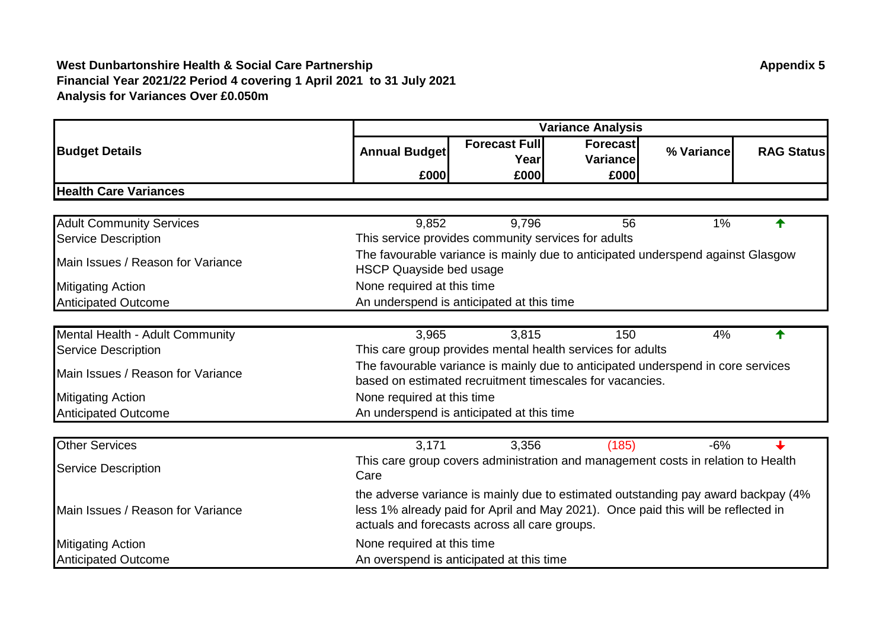**West Dunbartonshire Health & Social Care Partnership**
**Financial Year 2021/22 Period 4 covering 1 April 2021 to 31 July 2021**
**Analysis for Variances Over £0.050m**

**Appendix 5**

| Budget Details | Variance Analysis | | | | |
|---|---|---|---|---|---|
| | Annual Budget £000 | Forecast Full Year £000 | Forecast Variance £000 | % Variance | RAG Status |
| **Health Care Variances** | | | | | |
| Adult Community Services | 9,852 | 9,796 | 56 | 1% | ↑ |
| Service Description | This service provides community services for adults | | | | |
| Main Issues / Reason for Variance | The favourable variance is mainly due to anticipated underspend against Glasgow HSCP Quayside bed usage | | | | |
| Mitigating Action | None required at this time | | | | |
| Anticipated Outcome | An underspend is anticipated at this time | | | | |
| Mental Health - Adult Community | 3,965 | 3,815 | 150 | 4% | ↑ |
| Service Description | This care group provides mental health services for adults | | | | |
| Main Issues / Reason for Variance | The favourable variance is mainly due to anticipated underspend in core services based on estimated recruitment timescales for vacancies. | | | | |
| Mitigating Action | None required at this time | | | | |
| Anticipated Outcome | An underspend is anticipated at this time | | | | |
| Other Services | 3,171 | 3,356 | (185) | -6% | ↓ |
| Service Description | This care group covers administration and management costs in relation to Health Care | | | | |
| Main Issues / Reason for Variance | the adverse variance is mainly due to estimated outstanding pay award backpay (4% less 1% already paid for April and May 2021). Once paid this will be reflected in actuals and forecasts across all care groups. | | | | |
| Mitigating Action | None required at this time | | | | |
| Anticipated Outcome | An overspend is anticipated at this time | | | | |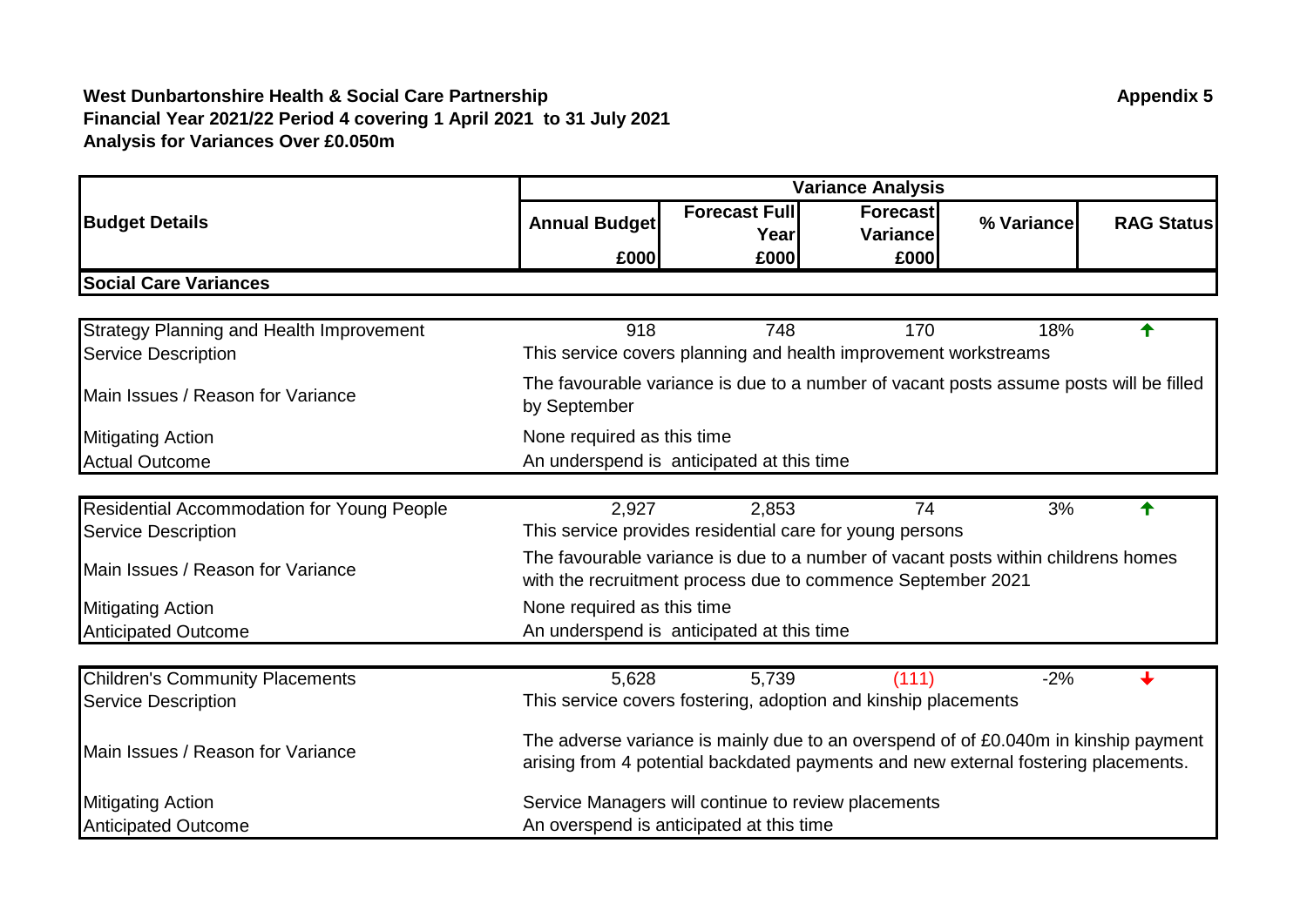**West Dunbartonshire Health & Social Care Partnership**
**Financial Year 2021/22 Period 4 covering 1 April 2021 to 31 July 2021**
**Analysis for Variances Over £0.050m**

**Appendix 5**

| Budget Details | Variance Analysis | | | | |
|---|---|---|---|---|---|
| | Annual Budget £000 | Forecast Full Year £000 | Forecast Variance £000 | % Variance | RAG Status |
| **Social Care Variances** | | | | | |
| Strategy Planning and Health Improvement | 918 | 748 | 170 | 18% | ↑ |
| Service Description | This service covers planning and health improvement workstreams | | | | |
| Main Issues / Reason for Variance | The favourable variance is due to a number of vacant posts assume posts will be filled by September | | | | |
| Mitigating Action | None required as this time | | | | |
| Actual Outcome | An underspend is anticipated at this time | | | | |
| Residential Accommodation for Young People | 2,927 | 2,853 | 74 | 3% | ↑ |
| Service Description | This service provides residential care for young persons | | | | |
| Main Issues / Reason for Variance | The favourable variance is due to a number of vacant posts within childrens homes with the recruitment process due to commence September 2021 | | | | |
| Mitigating Action | None required as this time | | | | |
| Anticipated Outcome | An underspend is anticipated at this time | | | | |
| Children's Community Placements | 5,628 | 5,739 | (111) | -2% | ↓ |
| Service Description | This service covers fostering, adoption and kinship placements | | | | |
| Main Issues / Reason for Variance | The adverse variance is mainly due to an overspend of of £0.040m in kinship payment arising from 4 potential backdated payments and new external fostering placements. | | | | |
| Mitigating Action | Service Managers will continue to review placements | | | | |
| Anticipated Outcome | An overspend is anticipated at this time | | | | |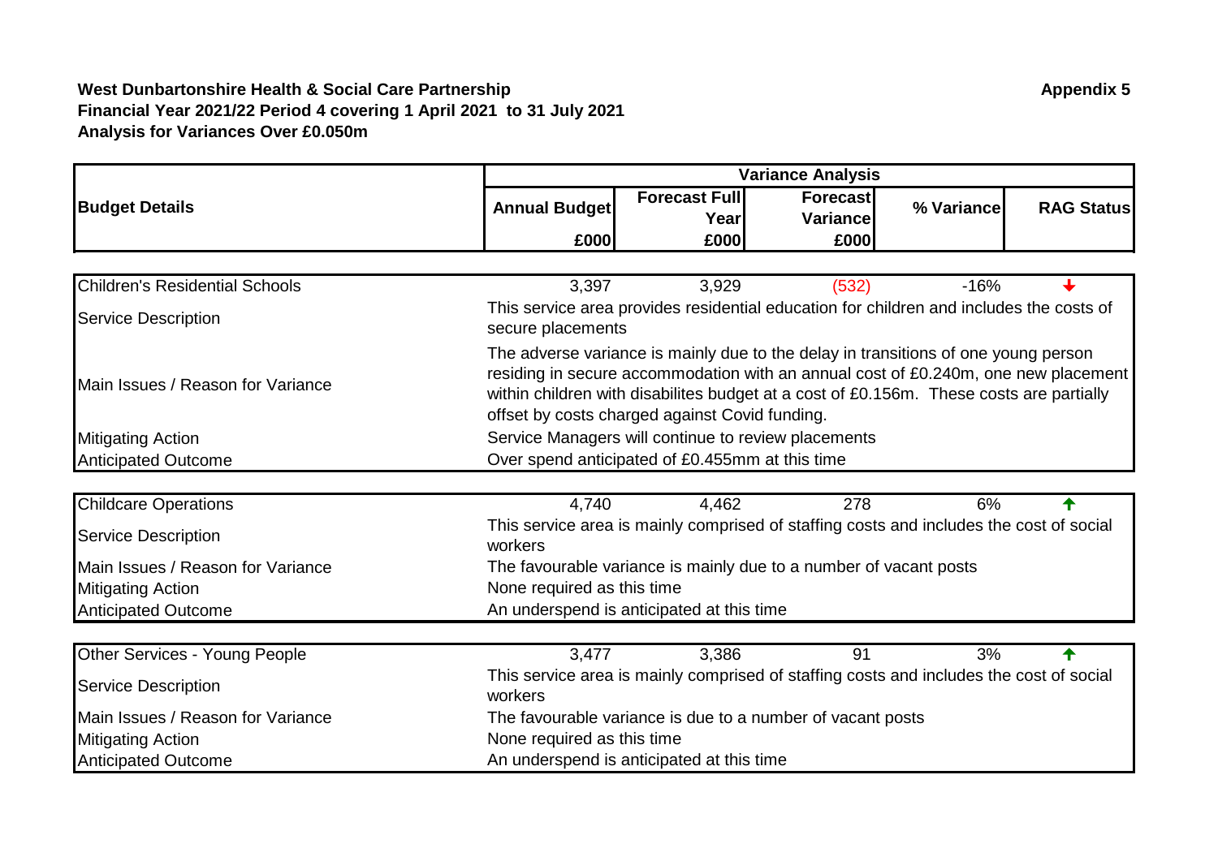**West Dunbartonshire Health & Social Care Partnership**
**Financial Year 2021/22 Period 4 covering 1 April 2021 to 31 July 2021**
**Analysis for Variances Over £0.050m**

**Appendix 5**

| Budget Details | Variance Analysis | | | | |
|---|---|---|---|---|---|
| | Annual Budget £000 | Forecast Full Year £000 | Forecast Variance £000 | % Variance | RAG Status |
| Children's Residential Schools | 3,397 | 3,929 | (532) | -16% | ↓ |
| Service Description | This service area provides residential education for children and includes the costs of secure placements | | | | |
| Main Issues / Reason for Variance | The adverse variance is mainly due to the delay in transitions of one young person residing in secure accommodation with an annual cost of £0.240m, one new placement within children with disabilites budget at a cost of £0.156m. These costs are partially offset by costs charged against Covid funding. | | | | |
| Mitigating Action | Service Managers will continue to review placements | | | | |
| Anticipated Outcome | Over spend anticipated of £0.455mm at this time | | | | |
| Childcare Operations | 4,740 | 4,462 | 278 | 6% | ↑ |
| Service Description | This service area is mainly comprised of staffing costs and includes the cost of social workers | | | | |
| Main Issues / Reason for Variance | The favourable variance is mainly due to a number of vacant posts | | | | |
| Mitigating Action | None required as this time | | | | |
| Anticipated Outcome | An underspend is anticipated at this time | | | | |
| Other Services - Young People | 3,477 | 3,386 | 91 | 3% | ↑ |
| Service Description | This service area is mainly comprised of staffing costs and includes the cost of social workers | | | | |
| Main Issues / Reason for Variance | The favourable variance is due to a number of vacant posts | | | | |
| Mitigating Action | None required as this time | | | | |
| Anticipated Outcome | An underspend is anticipated at this time | | | | |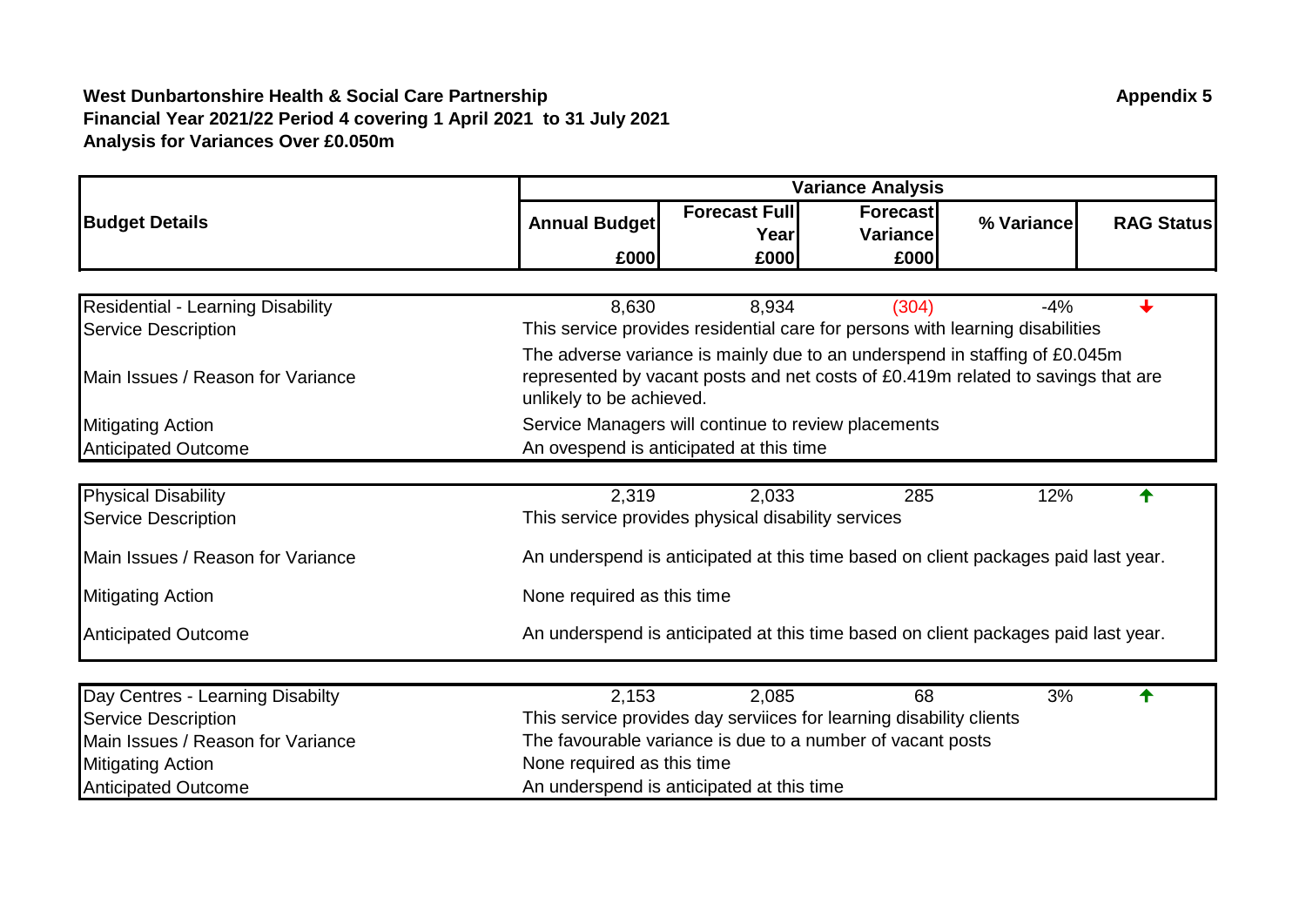**West Dunbartonshire Health & Social Care Partnership**
**Financial Year 2021/22 Period 4 covering 1 April 2021 to 31 July 2021**
**Analysis for Variances Over £0.050m**

**Appendix 5**

| **Budget Details** | **Variance Analysis** | | | | |
|---|---|---|---|---|---|
| | **Annual Budget £000** | **Forecast Full Year £000** | **Forecast Variance £000** | **% Variance** | **RAG Status** |
| Residential - Learning Disability | 8,630 | 8,934 | (304) | -4% | ↓ |
| Service Description | This service provides residential care for persons with learning disabilities | | | | |
| Main Issues / Reason for Variance | The adverse variance is mainly due to an underspend in staffing of £0.045m represented by vacant posts and net costs of £0.419m related to savings that are unlikely to be achieved. | | | | |
| Mitigating Action | Service Managers will continue to review placements | | | | |
| Anticipated Outcome | An ovespend is anticipated at this time | | | | |
| Physical Disability | 2,319 | 2,033 | 285 | 12% | ↑ |
| Service Description | This service provides physical disability services | | | | |
| Main Issues / Reason for Variance | An underspend is anticipated at this time based on client packages paid last year. | | | | |
| Mitigating Action | None required as this time | | | | |
| Anticipated Outcome | An underspend is anticipated at this time based on client packages paid last year. | | | | |
| Day Centres - Learning Disabilty | 2,153 | 2,085 | 68 | 3% | ↑ |
| Service Description | This service provides day serviices for learning disability clients | | | | |
| Main Issues / Reason for Variance | The favourable variance is due to a number of vacant posts | | | | |
| Mitigating Action | None required as this time | | | | |
| Anticipated Outcome | An underspend is anticipated at this time | | | | |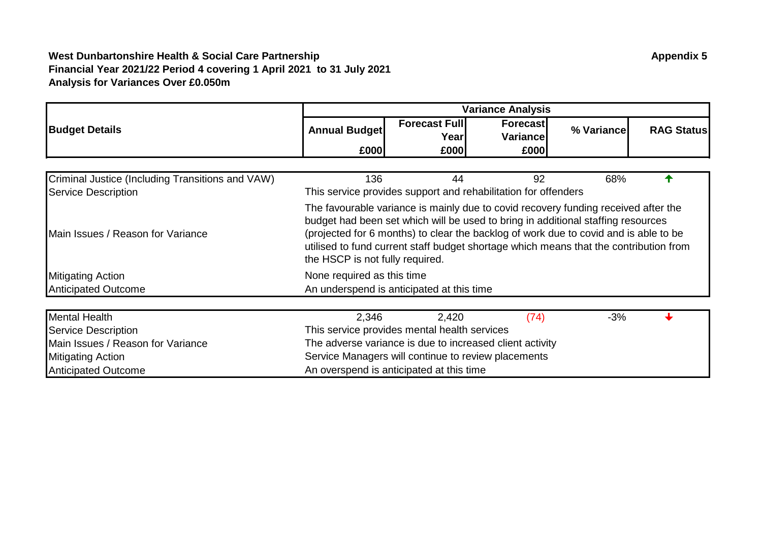**West Dunbartonshire Health & Social Care Partnership**
**Financial Year 2021/22 Period 4 covering 1 April 2021 to 31 July 2021**
**Analysis for Variances Over £0.050m**

**Appendix 5**

| Budget Details | Variance Analysis | | | | |
|---|---|---|---|---|---|
| | Annual Budget £000 | Forecast Full Year £000 | Forecast Variance £000 | % Variance | RAG Status |
| Criminal Justice (Including Transitions and VAW) | 136 | 44 | 92 | 68% | ↑ |
| Service Description | This service provides support and rehabilitation for offenders | | | | |
| Main Issues / Reason for Variance | The favourable variance is mainly due to covid recovery funding received after the budget had been set which will be used to bring in additional staffing resources (projected for 6 months) to clear the backlog of work due to covid and is able to be utilised to fund current staff budget shortage which means that the contribution from the HSCP is not fully required. | | | | |
| Mitigating Action | None required as this time | | | | |
| Anticipated Outcome | An underspend is anticipated at this time | | | | |
| Mental Health | 2,346 | 2,420 | (74) | -3% | ↓ |
| Service Description | This service provides mental health services | | | | |
| Main Issues / Reason for Variance | The adverse variance is due to increased client activity | | | | |
| Mitigating Action | Service Managers will continue to review placements | | | | |
| Anticipated Outcome | An overspend is anticipated at this time | | | | |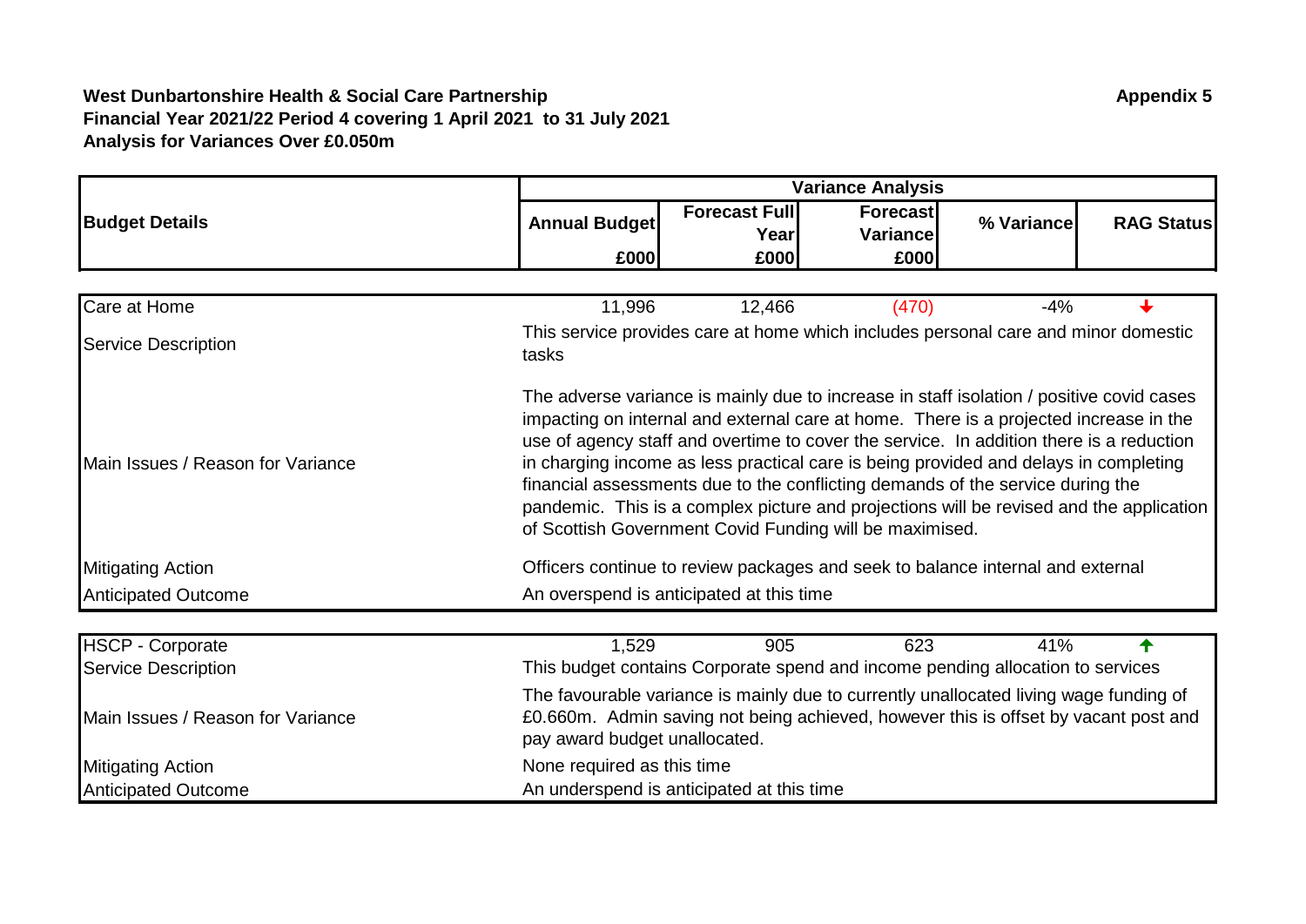**West Dunbartonshire Health & Social Care Partnership**
**Financial Year 2021/22 Period 4 covering 1 April 2021 to 31 July 2021**
**Analysis for Variances Over £0.050m**

**Appendix 5**

| Budget Details | Annual Budget £000 | Forecast Full Year £000 | Forecast Variance £000 | % Variance | RAG Status |
|---|---|---|---|---|---|
| Care at Home | 11,996 | 12,466 | (470) | -4% | ↓ |
| Service Description | This service provides care at home which includes personal care and minor domestic tasks | | | | |
| Main Issues / Reason for Variance | The adverse variance is mainly due to increase in staff isolation / positive covid cases impacting on internal and external care at home. There is a projected increase in the use of agency staff and overtime to cover the service. In addition there is a reduction in charging income as less practical care is being provided and delays in completing financial assessments due to the conflicting demands of the service during the pandemic. This is a complex picture and projections will be revised and the application of Scottish Government Covid Funding will be maximised. | | | | |
| Mitigating Action | Officers continue to review packages and seek to balance internal and external | | | | |
| Anticipated Outcome | An overspend is anticipated at this time | | | | |
| HSCP - Corporate | 1,529 | 905 | 623 | 41% | ↑ |
| Service Description | This budget contains Corporate spend and income pending allocation to services | | | | |
| Main Issues / Reason for Variance | The favourable variance is mainly due to currently unallocated living wage funding of £0.660m. Admin saving not being achieved, however this is offset by vacant post and pay award budget unallocated. | | | | |
| Mitigating Action | None required as this time | | | | |
| Anticipated Outcome | An underspend is anticipated at this time | | | | |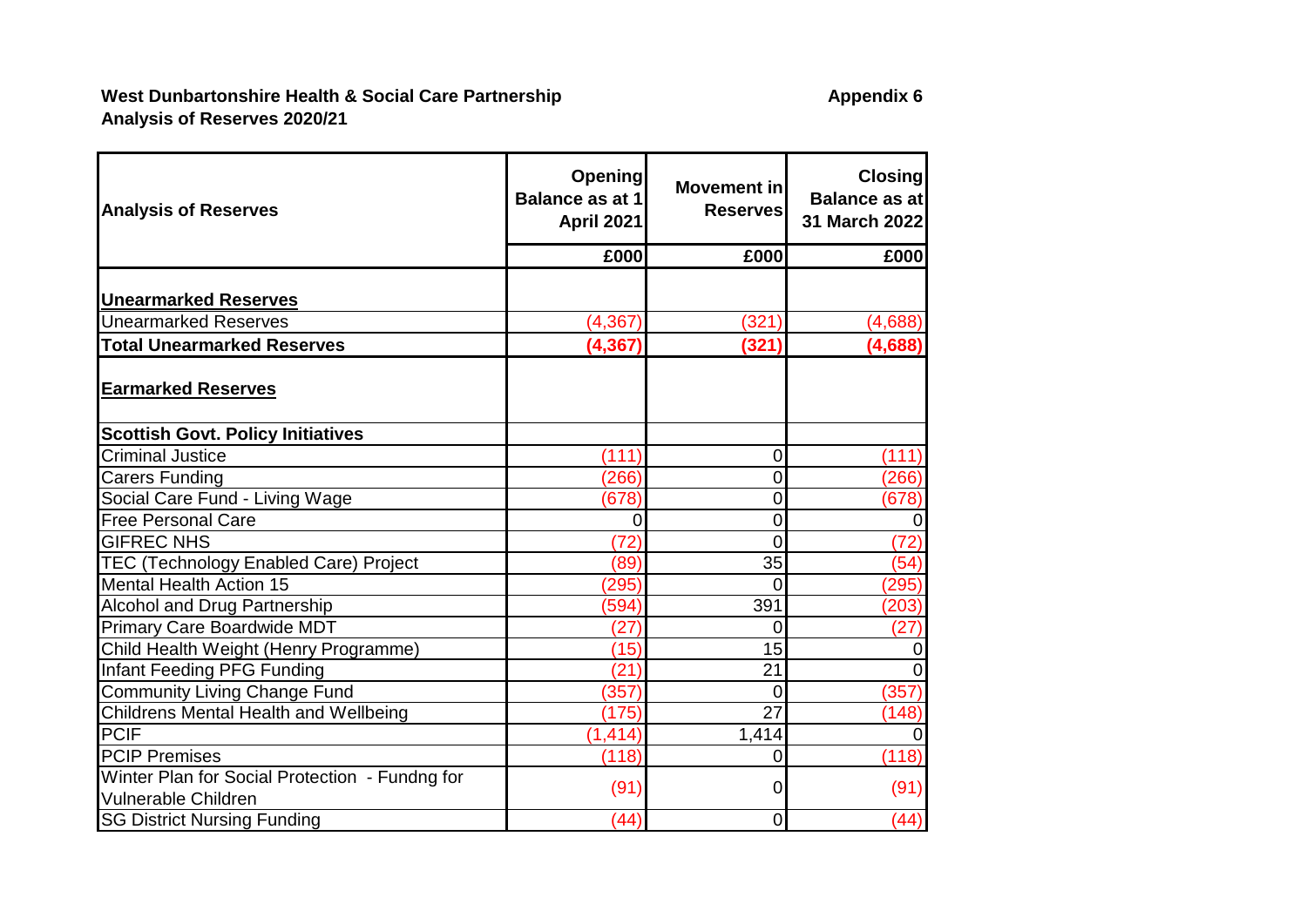**West Dunbartonshire Health & Social Care Partnership**
**Analysis of Reserves 2020/21**

**Appendix 6**

| Analysis of Reserves | Opening Balance as at 1 April 2021 | Movement in Reserves | Closing Balance as at 31 March 2022 |
|---|---|---|---|
| | £000 | £000 | £000 |
| **Unearmarked Reserves** | | | |
| Unearmarked Reserves | (4,367) | (321) | (4,688) |
| **Total Unearmarked Reserves** | **(4,367)** | **(321)** | **(4,688)** |
| **Earmarked Reserves** | | | |
| **Scottish Govt. Policy Initiatives** | | | |
| Criminal Justice | (111) | 0 | (111) |
| Carers Funding | (266) | 0 | (266) |
| Social Care Fund - Living Wage | (678) | 0 | (678) |
| Free Personal Care | 0 | 0 | 0 |
| GIFREC NHS | (72) | 0 | (72) |
| TEC (Technology Enabled Care) Project | (89) | 35 | (54) |
| Mental Health Action 15 | (295) | 0 | (295) |
| Alcohol and Drug Partnership | (594) | 391 | (203) |
| Primary Care Boardwide MDT | (27) | 0 | (27) |
| Child Health Weight (Henry Programme) | (15) | 15 | 0 |
| Infant Feeding PFG Funding | (21) | 21 | 0 |
| Community Living Change Fund | (357) | 0 | (357) |
| Childrens Mental Health and Wellbeing | (175) | 27 | (148) |
| PCIF | (1,414) | 1,414 | 0 |
| PCIP Premises | (118) | 0 | (118) |
| Winter Plan for Social Protection - Fundng for Vulnerable Children | (91) | 0 | (91) |
| SG District Nursing Funding | (44) | 0 | (44) |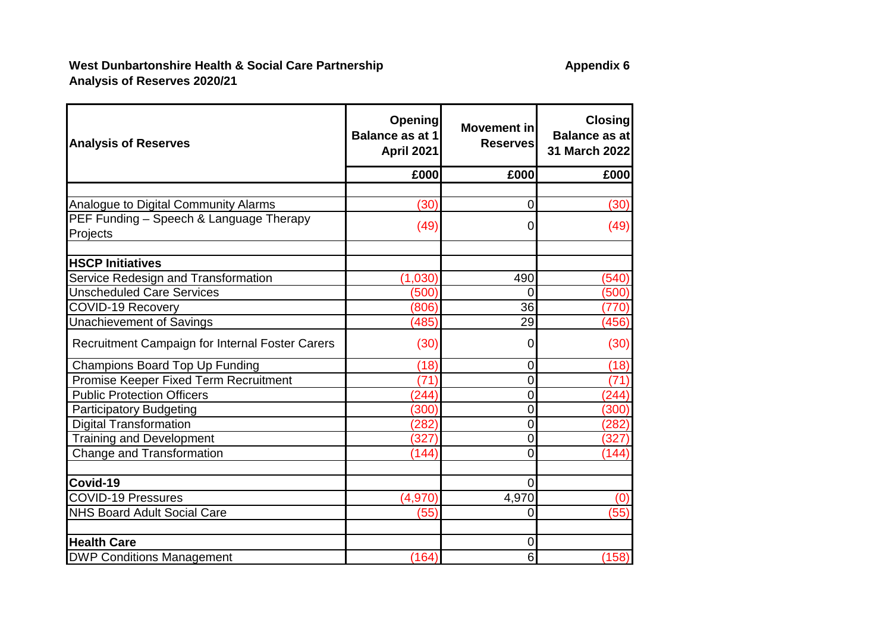**West Dunbartonshire Health & Social Care Partnership**

**Analysis of Reserves 2020/21**

**Appendix 6**

| Analysis of Reserves | Opening Balance as at 1 April 2021 | Movement in Reserves | Closing Balance as at 31 March 2022 |
|---|---|---|---|
| | £000 | £000 | £000 |
| | | | |
| Analogue to Digital Community Alarms | (30) | 0 | (30) |
| PEF Funding – Speech & Language Therapy Projects | (49) | 0 | (49) |
| | | | |
| **HSCP Initiatives** | | | |
| Service Redesign and Transformation | (1,030) | 490 | (540) |
| Unscheduled Care Services | (500) | 0 | (500) |
| COVID-19 Recovery | (806) | 36 | (770) |
| Unachievement of Savings | (485) | 29 | (456) |
| Recruitment Campaign for Internal Foster Carers | (30) | 0 | (30) |
| Champions Board Top Up Funding | (18) | 0 | (18) |
| Promise Keeper Fixed Term Recruitment | (71) | 0 | (71) |
| Public Protection Officers | (244) | 0 | (244) |
| Participatory Budgeting | (300) | 0 | (300) |
| Digital Transformation | (282) | 0 | (282) |
| Training and Development | (327) | 0 | (327) |
| Change and Transformation | (144) | 0 | (144) |
| | | | |
| **Covid-19** | | 0 | |
| COVID-19 Pressures | (4,970) | 4,970 | (0) |
| NHS Board Adult Social Care | (55) | 0 | (55) |
| | | | |
| **Health Care** | | 0 | |
| DWP Conditions Management | (164) | 6 | (158) |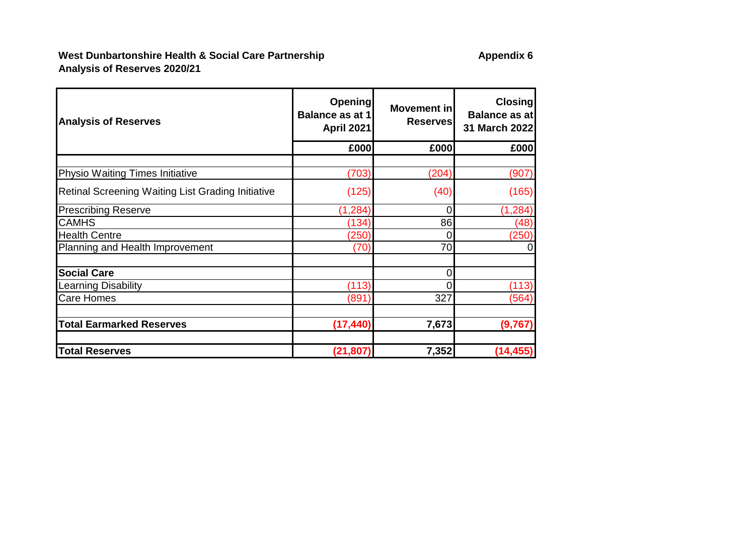**West Dunbartonshire Health & Social Care Partnership**

**Analysis of Reserves 2020/21**

**Appendix 6**

| **Analysis of Reserves** | **Opening Balance as at 1 April 2021** | **Movement in Reserves** | **Closing Balance as at 31 March 2022** |
|---|---|---|---|
| | **£000** | **£000** | **£000** |
| | | | |
| Physio Waiting Times Initiative | (703) | (204) | (907) |
| Retinal Screening Waiting List Grading Initiative | (125) | (40) | (165) |
| Prescribing Reserve | (1,284) | 0 | (1,284) |
| CAMHS | (134) | 86 | (48) |
| Health Centre | (250) | 0 | (250) |
| Planning and Health Improvement | (70) | 70 | 0 |
| | | | |
| **Social Care** | | 0 | |
| Learning Disability | (113) | 0 | (113) |
| Care Homes | (891) | 327 | (564) |
| | | | |
| **Total Earmarked Reserves** | **(17,440)** | **7,673** | **(9,767)** |
| | | | |
| **Total Reserves** | **(21,807)** | **7,352** | **(14,455)** |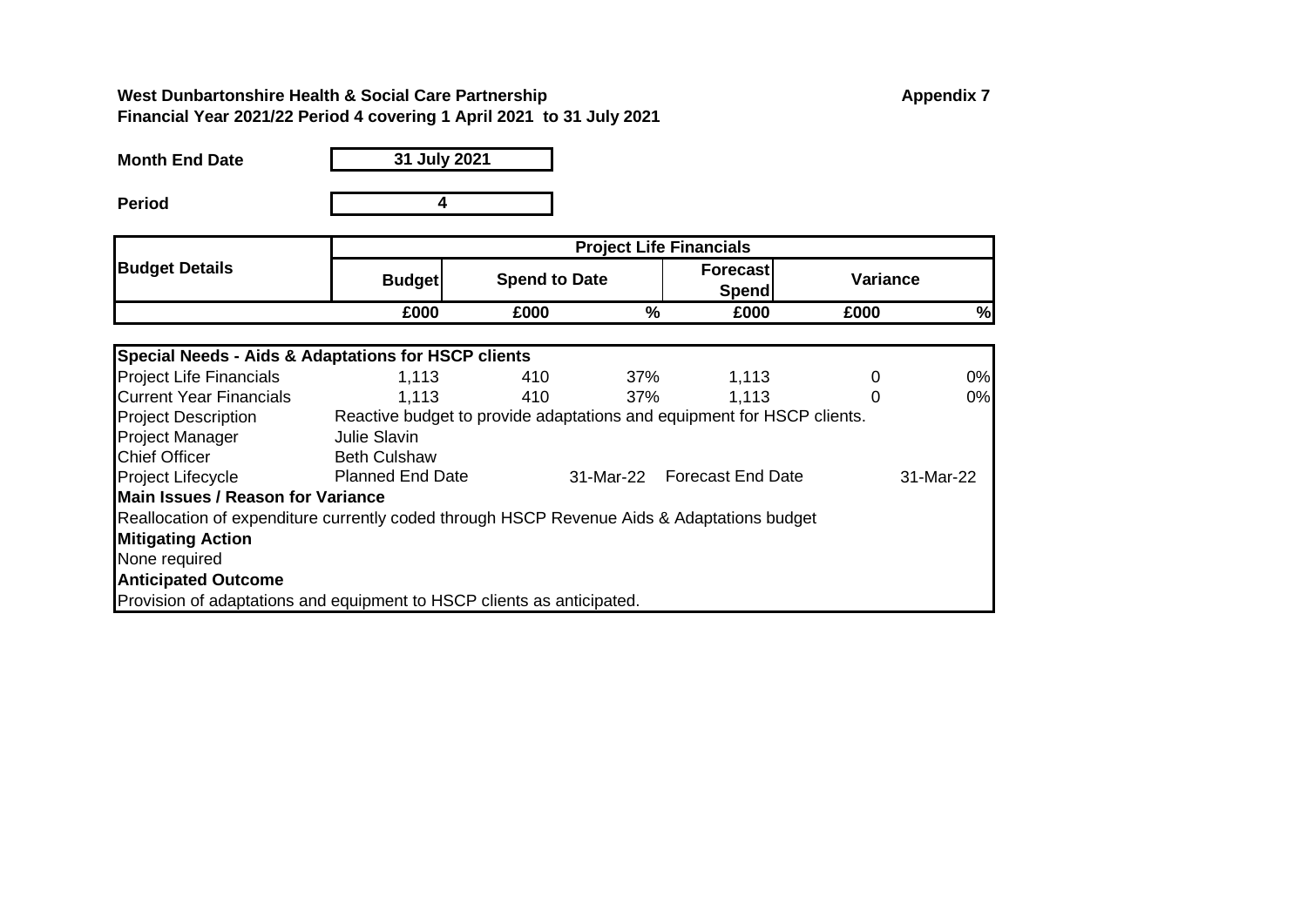**West Dunbartonshire Health & Social Care Partnership**
**Financial Year 2021/22 Period 4 covering 1 April 2021 to 31 July 2021**

**Appendix 7**

**Month End Date** 31 July 2021

**Period** 4

| Budget Details | Project Life Financials | | | | | |
|---|---|---|---|---|---|---|
| | Budget | Spend to Date | | Forecast Spend | Variance | |
| | £000 | £000 | % | £000 | £000 | % |
| **Special Needs - Aids & Adaptations for HSCP clients** | | | | | | |
| Project Life Financials | 1,113 | 410 | 37% | 1,113 | 0 | 0% |
| Current Year Financials | 1,113 | 410 | 37% | 1,113 | 0 | 0% |
| Project Description | Reactive budget to provide adaptations and equipment for HSCP clients. | | | | | |
| Project Manager | Julie Slavin | | | | | |
| Chief Officer | Beth Culshaw | | | | | |
| Project Lifecycle | Planned End Date | | 31-Mar-22 | Forecast End Date | | 31-Mar-22 |

**Main Issues / Reason for Variance**

Reallocation of expenditure currently coded through HSCP Revenue Aids & Adaptations budget

**Mitigating Action**

None required

**Anticipated Outcome**

Provision of adaptations and equipment to HSCP clients as anticipated.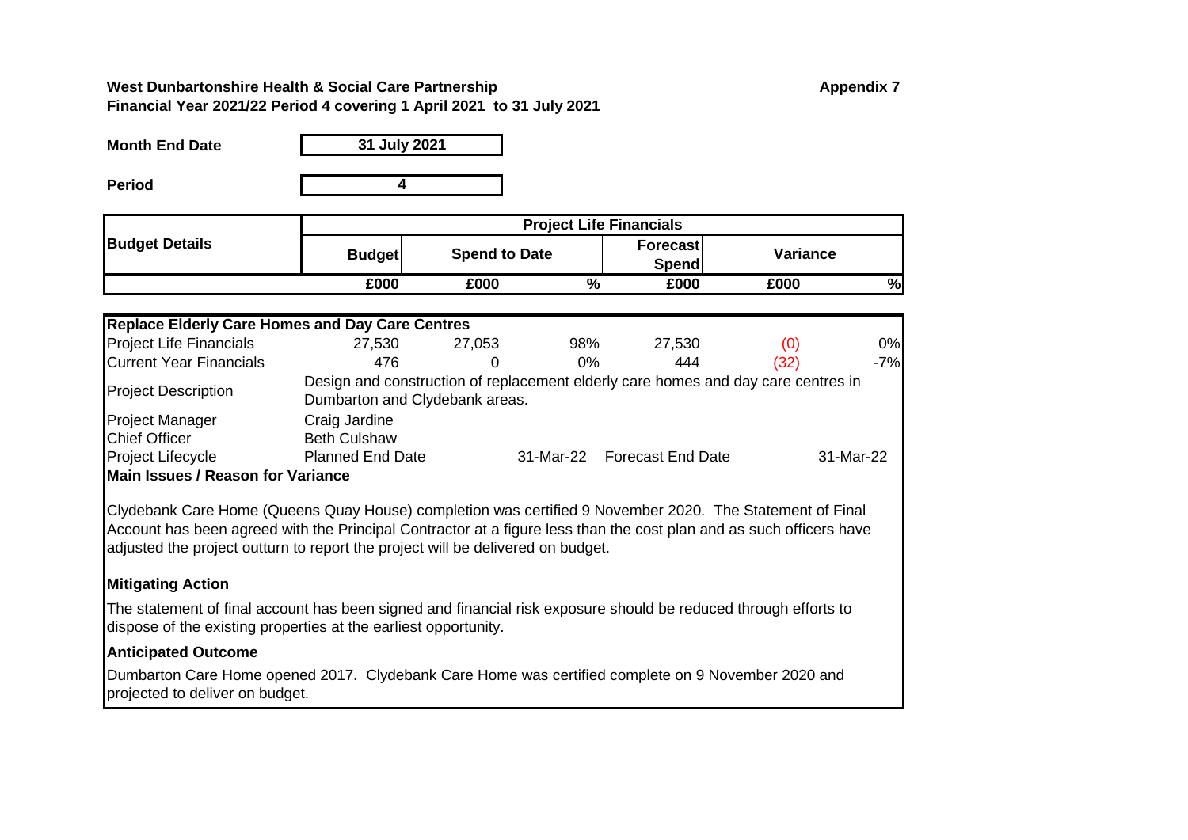**West Dunbartonshire Health & Social Care Partnership**
**Financial Year 2021/22 Period 4 covering 1 April 2021 to 31 July 2021**

**Appendix 7**

| **Month End Date** | **31 July 2021** |
|---|---|
| **Period** | **4** |

| **Budget Details** | **Project Life Financials** | | | | | |
|---|---|---|---|---|---|---|
| | **Budget** | **Spend to Date** | | **Forecast Spend** | **Variance** | |
| | **£000** | **£000** | **%** | **£000** | **£000** | **%** |
| **Replace Elderly Care Homes and Day Care Centres** | | | | | | |
| Project Life Financials | 27,530 | 27,053 | 98% | 27,530 | (0) | 0% |
| Current Year Financials | 476 | 0 | 0% | 444 | (32) | -7% |

| | |
|---|---|
| Project Description | Design and construction of replacement elderly care homes and day care centres in Dumbarton and Clydebank areas. |
| Project Manager | Craig Jardine |
| Chief Officer | Beth Culshaw |
| Project Lifecycle | Planned End Date 31-Mar-22 — Forecast End Date 31-Mar-22 |

**Main Issues / Reason for Variance**

Clydebank Care Home (Queens Quay House) completion was certified 9 November 2020. The Statement of Final Account has been agreed with the Principal Contractor at a figure less than the cost plan and as such officers have adjusted the project outturn to report the project will be delivered on budget.

**Mitigating Action**

The statement of final account has been signed and financial risk exposure should be reduced through efforts to dispose of the existing properties at the earliest opportunity.

**Anticipated Outcome**

Dumbarton Care Home opened 2017. Clydebank Care Home was certified complete on 9 November 2020 and projected to deliver on budget.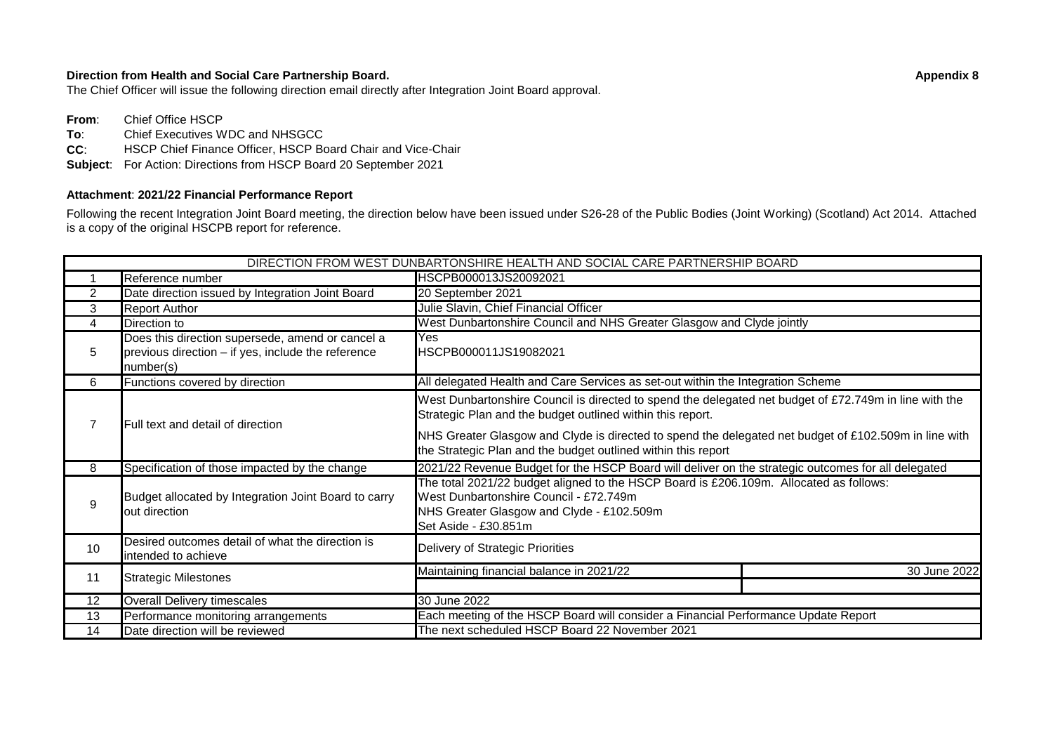**Direction from Health and Social Care Partnership Board.** **Appendix 8**

The Chief Officer will issue the following direction email directly after Integration Joint Board approval.

**From**: Chief Office HSCP
**To**: Chief Executives WDC and NHSGCC
**CC**: HSCP Chief Finance Officer, HSCP Board Chair and Vice-Chair
**Subject**: For Action: Directions from HSCP Board 20 September 2021

**Attachment**: **2021/22 Financial Performance Report**

Following the recent Integration Joint Board meeting, the direction below have been issued under S26-28 of the Public Bodies (Joint Working) (Scotland) Act 2014. Attached is a copy of the original HSCPB report for reference.

| DIRECTION FROM WEST DUNBARTONSHIRE HEALTH AND SOCIAL CARE PARTNERSHIP BOARD | | | |
|---|---|---|---|
| 1 | Reference number | HSCPB000013JS20092021 | |
| 2 | Date direction issued by Integration Joint Board | 20 September 2021 | |
| 3 | Report Author | Julie Slavin, Chief Financial Officer | |
| 4 | Direction to | West Dunbartonshire Council and NHS Greater Glasgow and Clyde jointly | |
| 5 | Does this direction supersede, amend or cancel a previous direction – if yes, include the reference number(s) | Yes<br>HSCPB000011JS19082021 | |
| 6 | Functions covered by direction | All delegated Health and Care Services as set-out within the Integration Scheme | |
| 7 | Full text and detail of direction | West Dunbartonshire Council is directed to spend the delegated net budget of £72.749m in line with the Strategic Plan and the budget outlined within this report.<br>NHS Greater Glasgow and Clyde is directed to spend the delegated net budget of £102.509m in line with the Strategic Plan and the budget outlined within this report | |
| 8 | Specification of those impacted by the change | 2021/22 Revenue Budget for the HSCP Board will deliver on the strategic outcomes for all delegated | |
| 9 | Budget allocated by Integration Joint Board to carry out direction | The total 2021/22 budget aligned to the HSCP Board is £206.109m. Allocated as follows:<br>West Dunbartonshire Council - £72.749m<br>NHS Greater Glasgow and Clyde - £102.509m<br>Set Aside - £30.851m | |
| 10 | Desired outcomes detail of what the direction is intended to achieve | Delivery of Strategic Priorities | |
| 11 | Strategic Milestones | Maintaining financial balance in 2021/22 | 30 June 2022 |
| 12 | Overall Delivery timescales | 30 June 2022 | |
| 13 | Performance monitoring arrangements | Each meeting of the HSCP Board will consider a Financial Performance Update Report | |
| 14 | Date direction will be reviewed | The next scheduled HSCP Board 22 November 2021 | |